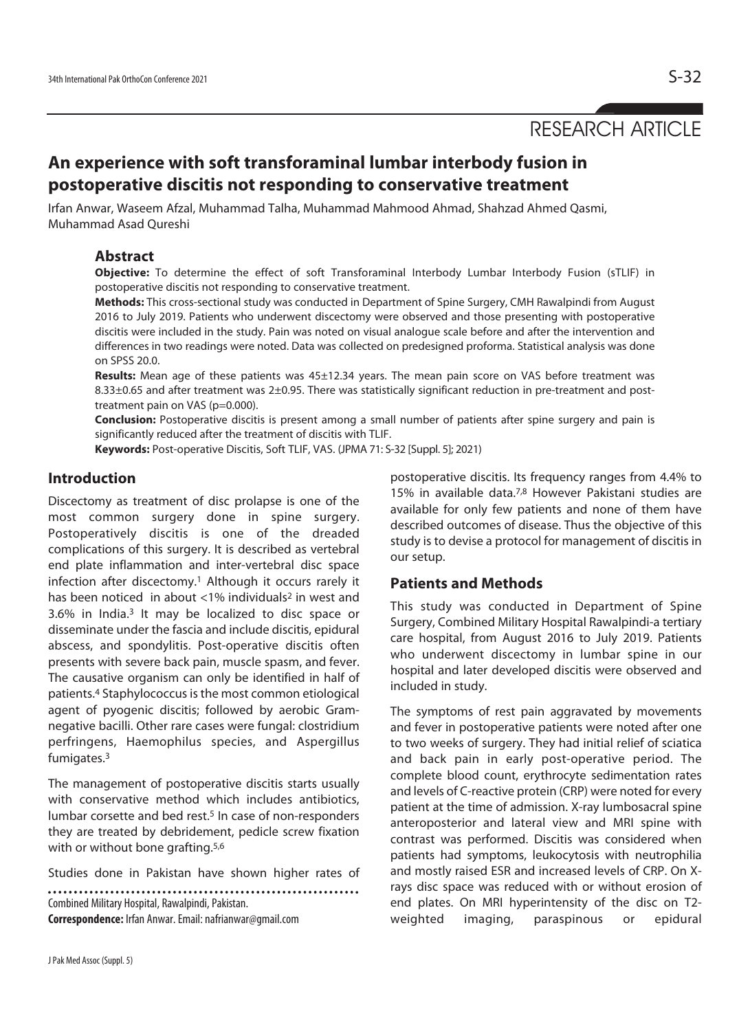RESEARCH ARTICLE

# An experience with soft transforaminal lumbar interbody fusion in postoperative discitis not responding to conservative treatment

Irfan Anwar, Waseem Afzal, Muhammad Talha, Muhammad Mahmood Ahmad, Shahzad Ahmed Qasmi, Muhammad Asad Qureshi

## Abstract

**Objective:** To determine the effect of soft Transforaminal Interbody Lumbar Interbody Fusion (sTLIF) in postoperative discitis not responding to conservative treatment.

**Methods:** This cross-sectional study was conducted in Department of Spine Surgery, CMH Rawalpindi from August 2016 to July 2019. Patients who underwent discectomy were observed and those presenting with postoperative discitis were included in the study. Pain was noted on visual analogue scale before and after the intervention and differences in two readings were noted. Data was collected on predesigned proforma. Statistical analysis was done on SPSS 20.0.

**Results:** Mean age of these patients was 45±12.34 years. The mean pain score on VAS before treatment was 8.33±0.65 and after treatment was 2±0.95. There was statistically significant reduction in pre-treatment and post-treatment pain on VAS (p=0.000).

**Conclusion:** Postoperative discitis is present among a small number of patients after spine surgery and pain is significantly reduced after the treatment of discitis with TLIF.

**Keywords:** Post-operative Discitis, Soft TLIF, VAS. (JPMA 71: S-32 [Suppl. 5]; 2021)

## Introduction

Discectomy as treatment of disc prolapse is one of the most common surgery done in spine surgery. Postoperatively discitis is one of the dreaded complications of this surgery. It is described as vertebral end plate inflammation and inter-vertebral disc space infection after discectomy.[1] Although it occurs rarely it has been noticed in about <1% individuals[2] in west and 3.6% in India.[3] It may be localized to disc space or disseminate under the fascia and include discitis, epidural abscess, and spondylitis. Post-operative discitis often presents with severe back pain, muscle spasm, and fever. The causative organism can only be identified in half of patients.[4] Staphylococcus is the most common etiological agent of pyogenic discitis; followed by aerobic Gram-negative bacilli. Other rare cases were fungal: clostridium perfringens, Haemophilus species, and Aspergillus fumigates.[3]

The management of postoperative discitis starts usually with conservative method which includes antibiotics, lumbar corsette and bed rest.[5] In case of non-responders they are treated by debridement, pedicle screw fixation with or without bone grafting.[5,6]

Studies done in Pakistan have shown higher rates of postoperative discitis. Its frequency ranges from 4.4% to 15% in available data.[7,8] However Pakistani studies are available for only few patients and none of them have described outcomes of disease. Thus the objective of this study is to devise a protocol for management of discitis in our setup.

Combined Military Hospital, Rawalpindi, Pakistan.

**Correspondence:** Irfan Anwar. Email: nafrianwar@gmail.com

## Patients and Methods

This study was conducted in Department of Spine Surgery, Combined Military Hospital Rawalpindi-a tertiary care hospital, from August 2016 to July 2019. Patients who underwent discectomy in lumbar spine in our hospital and later developed discitis were observed and included in study.

The symptoms of rest pain aggravated by movements and fever in postoperative patients were noted after one to two weeks of surgery. They had initial relief of sciatica and back pain in early post-operative period. The complete blood count, erythrocyte sedimentation rates and levels of C-reactive protein (CRP) were noted for every patient at the time of admission. X-ray lumbosacral spine anteroposterior and lateral view and MRI spine with contrast was performed. Discitis was considered when patients had symptoms, leukocytosis with neutrophilia and mostly raised ESR and increased levels of CRP. On X-rays disc space was reduced with or without erosion of end plates. On MRI hyperintensity of the disc on T2-weighted imaging, paraspinous or epidural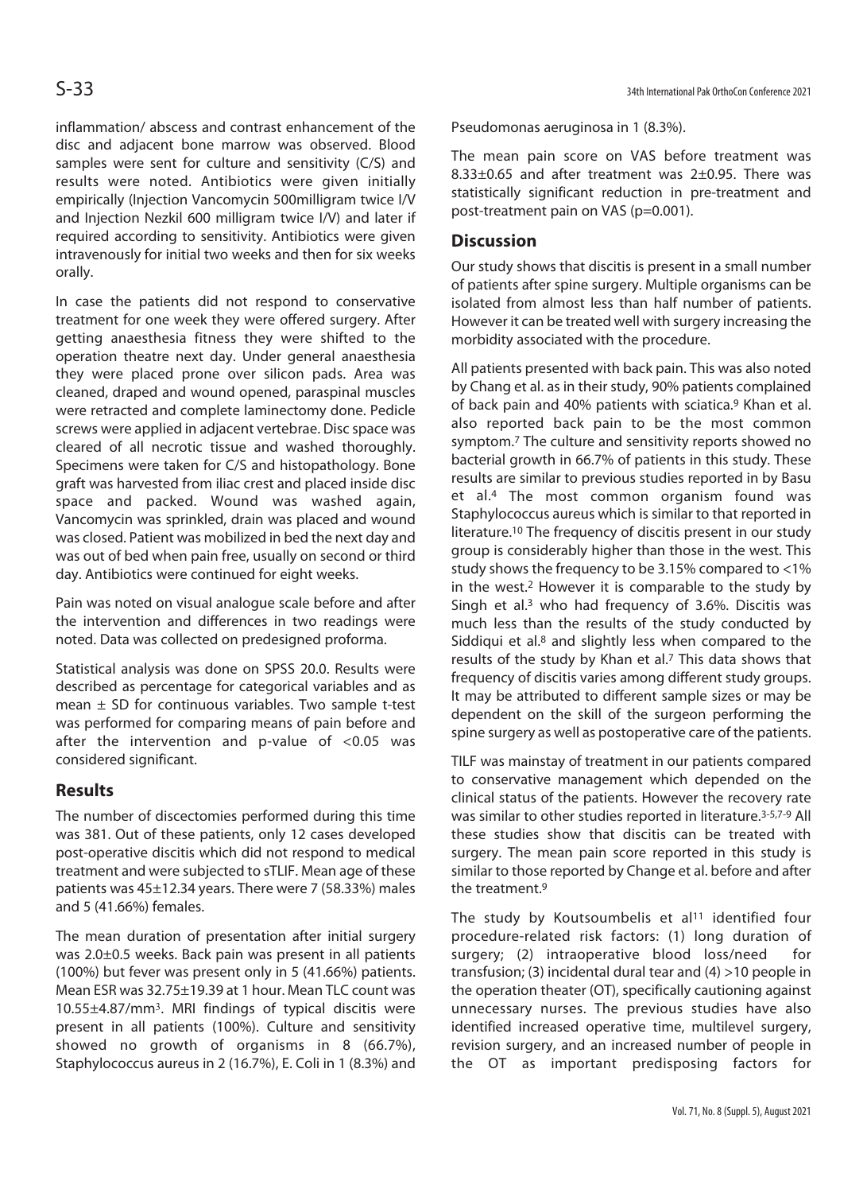inflammation/ abscess and contrast enhancement of the disc and adjacent bone marrow was observed. Blood samples were sent for culture and sensitivity (C/S) and results were noted. Antibiotics were given initially empirically (Injection Vancomycin 500milligram twice I/V and Injection Nezkil 600 milligram twice I/V) and later if required according to sensitivity. Antibiotics were given intravenously for initial two weeks and then for six weeks orally.

In case the patients did not respond to conservative treatment for one week they were offered surgery. After getting anaesthesia fitness they were shifted to the operation theatre next day. Under general anaesthesia they were placed prone over silicon pads. Area was cleaned, draped and wound opened, paraspinal muscles were retracted and complete laminectomy done. Pedicle screws were applied in adjacent vertebrae. Disc space was cleared of all necrotic tissue and washed thoroughly. Specimens were taken for C/S and histopathology. Bone graft was harvested from iliac crest and placed inside disc space and packed. Wound was washed again, Vancomycin was sprinkled, drain was placed and wound was closed. Patient was mobilized in bed the next day and was out of bed when pain free, usually on second or third day. Antibiotics were continued for eight weeks.

Pain was noted on visual analogue scale before and after the intervention and differences in two readings were noted. Data was collected on predesigned proforma.

Statistical analysis was done on SPSS 20.0. Results were described as percentage for categorical variables and as mean ± SD for continuous variables. Two sample t-test was performed for comparing means of pain before and after the intervention and p-value of <0.05 was considered significant.

## Results

The number of discectomies performed during this time was 381. Out of these patients, only 12 cases developed post-operative discitis which did not respond to medical treatment and were subjected to sTLIF. Mean age of these patients was 45±12.34 years. There were 7 (58.33%) males and 5 (41.66%) females.

The mean duration of presentation after initial surgery was 2.0±0.5 weeks. Back pain was present in all patients (100%) but fever was present only in 5 (41.66%) patients. Mean ESR was 32.75±19.39 at 1 hour. Mean TLC count was 10.55±4.87/mm$^3$. MRI findings of typical discitis were present in all patients (100%). Culture and sensitivity showed no growth of organisms in 8 (66.7%), Staphylococcus aureus in 2 (16.7%), E. Coli in 1 (8.3%) and Pseudomonas aeruginosa in 1 (8.3%).

The mean pain score on VAS before treatment was 8.33±0.65 and after treatment was 2±0.95. There was statistically significant reduction in pre-treatment and post-treatment pain on VAS (p=0.001).

## Discussion

Our study shows that discitis is present in a small number of patients after spine surgery. Multiple organisms can be isolated from almost less than half number of patients. However it can be treated well with surgery increasing the morbidity associated with the procedure.

All patients presented with back pain. This was also noted by Chang et al. as in their study, 90% patients complained of back pain and 40% patients with sciatica.[9] Khan et al. also reported back pain to be the most common symptom.[7] The culture and sensitivity reports showed no bacterial growth in 66.7% of patients in this study. These results are similar to previous studies reported in by Basu et al.[4] The most common organism found was Staphylococcus aureus which is similar to that reported in literature.[10] The frequency of discitis present in our study group is considerably higher than those in the west. This study shows the frequency to be 3.15% compared to <1% in the west.[2] However it is comparable to the study by Singh et al.[3] who had frequency of 3.6%. Discitis was much less than the results of the study conducted by Siddiqui et al.[8] and slightly less when compared to the results of the study by Khan et al.[7] This data shows that frequency of discitis varies among different study groups. It may be attributed to different sample sizes or may be dependent on the skill of the surgeon performing the spine surgery as well as postoperative care of the patients.

TILF was mainstay of treatment in our patients compared to conservative management which depended on the clinical status of the patients. However the recovery rate was similar to other studies reported in literature.[3-5,7-9] All these studies show that discitis can be treated with surgery. The mean pain score reported in this study is similar to those reported by Change et al. before and after the treatment.[9]

The study by Koutsoumbelis et al[11] identified four procedure-related risk factors: (1) long duration of surgery; (2) intraoperative blood loss/need for transfusion; (3) incidental dural tear and (4) >10 people in the operation theater (OT), specifically cautioning against unnecessary nurses. The previous studies have also identified increased operative time, multilevel surgery, revision surgery, and an increased number of people in the OT as important predisposing factors for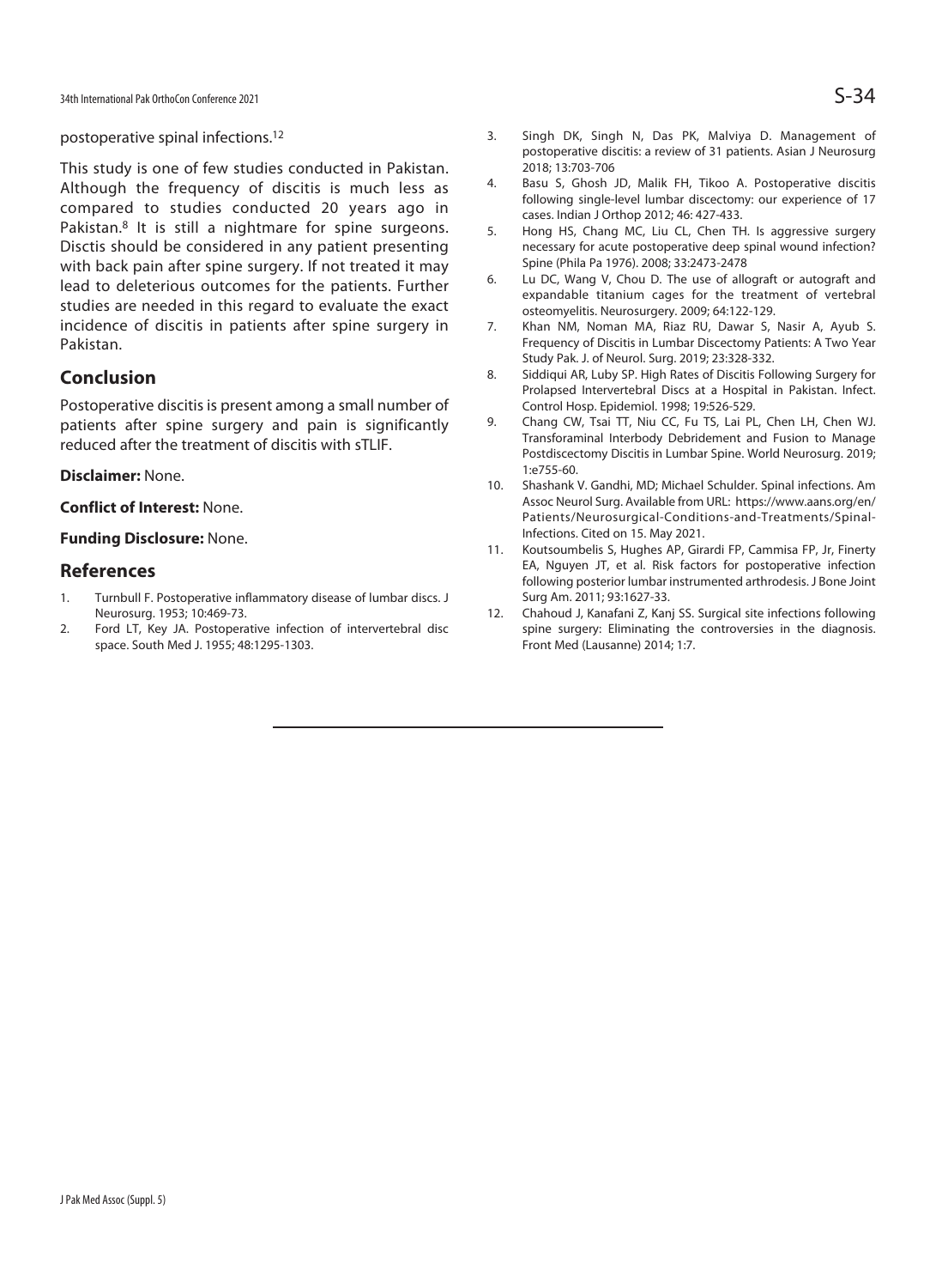postoperative spinal infections.[12]

This study is one of few studies conducted in Pakistan. Although the frequency of discitis is much less as compared to studies conducted 20 years ago in Pakistan.[8] It is still a nightmare for spine surgeons. Disctis should be considered in any patient presenting with back pain after spine surgery. If not treated it may lead to deleterious outcomes for the patients. Further studies are needed in this regard to evaluate the exact incidence of discitis in patients after spine surgery in Pakistan.

## Conclusion

Postoperative discitis is present among a small number of patients after spine surgery and pain is significantly reduced after the treatment of discitis with sTLIF.

**Disclaimer:** None.

**Conflict of Interest:** None.

**Funding Disclosure:** None.

## References

1. Turnbull F. Postoperative inflammatory disease of lumbar discs. J Neurosurg. 1953; 10:469-73.
2. Ford LT, Key JA. Postoperative infection of intervertebral disc space. South Med J. 1955; 48:1295-1303.
3. Singh DK, Singh N, Das PK, Malviya D. Management of postoperative discitis: a review of 31 patients. Asian J Neurosurg 2018; 13:703-706
4. Basu S, Ghosh JD, Malik FH, Tikoo A. Postoperative discitis following single-level lumbar discectomy: our experience of 17 cases. Indian J Orthop 2012; 46: 427-433.
5. Hong HS, Chang MC, Liu CL, Chen TH. Is aggressive surgery necessary for acute postoperative deep spinal wound infection? Spine (Phila Pa 1976). 2008; 33:2473-2478
6. Lu DC, Wang V, Chou D. The use of allograft or autograft and expandable titanium cages for the treatment of vertebral osteomyelitis. Neurosurgery. 2009; 64:122-129.
7. Khan NM, Noman MA, Riaz RU, Dawar S, Nasir A, Ayub S. Frequency of Discitis in Lumbar Discectomy Patients: A Two Year Study Pak. J. of Neurol. Surg. 2019; 23:328-332.
8. Siddiqui AR, Luby SP. High Rates of Discitis Following Surgery for Prolapsed Intervertebral Discs at a Hospital in Pakistan. Infect. Control Hosp. Epidemiol. 1998; 19:526-529.
9. Chang CW, Tsai TT, Niu CC, Fu TS, Lai PL, Chen LH, Chen WJ. Transforaminal Interbody Debridement and Fusion to Manage Postdiscectomy Discitis in Lumbar Spine. World Neurosurg. 2019; 1:e755-60.
10. Shashank V. Gandhi, MD; Michael Schulder. Spinal infections. Am Assoc Neurol Surg. Available from URL: https://www.aans.org/en/Patients/Neurosurgical-Conditions-and-Treatments/Spinal-Infections. Cited on 15. May 2021.
11. Koutsoumbelis S, Hughes AP, Girardi FP, Cammisa FP, Jr, Finerty EA, Nguyen JT, et al. Risk factors for postoperative infection following posterior lumbar instrumented arthrodesis. J Bone Joint Surg Am. 2011; 93:1627-33.
12. Chahoud J, Kanafani Z, Kanj SS. Surgical site infections following spine surgery: Eliminating the controversies in the diagnosis. Front Med (Lausanne) 2014; 1:7.